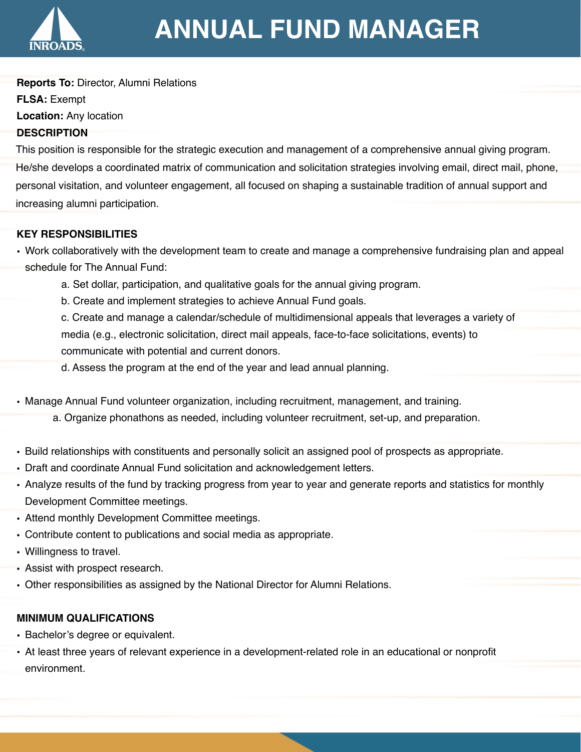# ANNUAL FUND MANAGER

**Reports To:** Director, Alumni Relations
**FLSA:** Exempt
**Location:** Any location

**DESCRIPTION**

This position is responsible for the strategic execution and management of a comprehensive annual giving program. He/she develops a coordinated matrix of communication and solicitation strategies involving email, direct mail, phone, personal visitation, and volunteer engagement, all focused on shaping a sustainable tradition of annual support and increasing alumni participation.

**KEY RESPONSIBILITIES**

- Work collaboratively with the development team to create and manage a comprehensive fundraising plan and appeal schedule for The Annual Fund:
  - a. Set dollar, participation, and qualitative goals for the annual giving program.
  - b. Create and implement strategies to achieve Annual Fund goals.
  - c. Create and manage a calendar/schedule of multidimensional appeals that leverages a variety of media (e.g., electronic solicitation, direct mail appeals, face-to-face solicitations, events) to communicate with potential and current donors.
  - d. Assess the program at the end of the year and lead annual planning.
- Manage Annual Fund volunteer organization, including recruitment, management, and training.
  - a. Organize phonathons as needed, including volunteer recruitment, set-up, and preparation.
- Build relationships with constituents and personally solicit an assigned pool of prospects as appropriate.
- Draft and coordinate Annual Fund solicitation and acknowledgement letters.
- Analyze results of the fund by tracking progress from year to year and generate reports and statistics for monthly Development Committee meetings.
- Attend monthly Development Committee meetings.
- Contribute content to publications and social media as appropriate.
- Willingness to travel.
- Assist with prospect research.
- Other responsibilities as assigned by the National Director for Alumni Relations.

**MINIMUM QUALIFICATIONS**

- Bachelor's degree or equivalent.
- At least three years of relevant experience in a development-related role in an educational or nonprofit environment.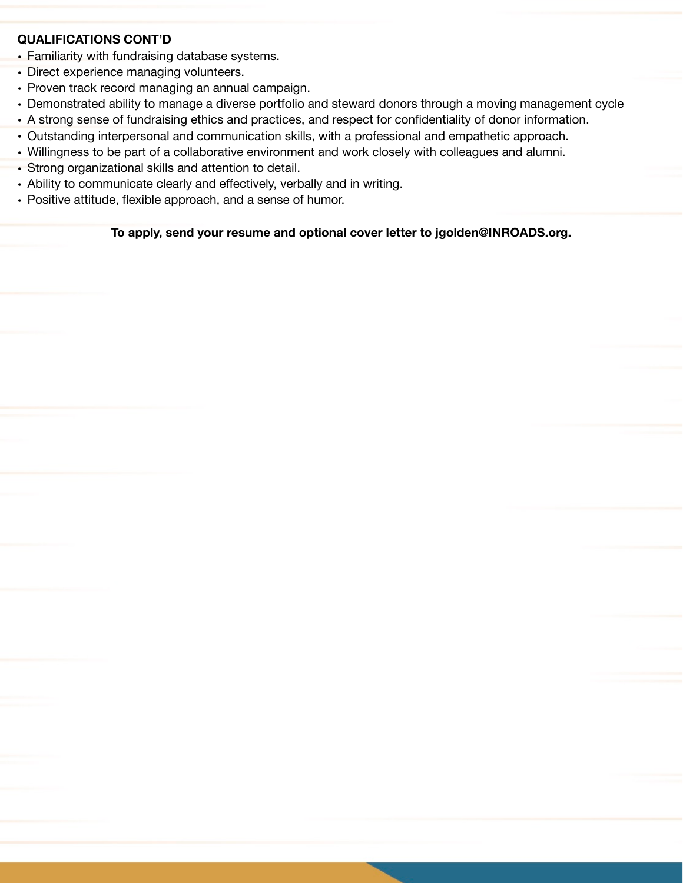**QUALIFICATIONS CONT'D**

- Familiarity with fundraising database systems.
- Direct experience managing volunteers.
- Proven track record managing an annual campaign.
- Demonstrated ability to manage a diverse portfolio and steward donors through a moving management cycle
- A strong sense of fundraising ethics and practices, and respect for confidentiality of donor information.
- Outstanding interpersonal and communication skills, with a professional and empathetic approach.
- Willingness to be part of a collaborative environment and work closely with colleagues and alumni.
- Strong organizational skills and attention to detail.
- Ability to communicate clearly and effectively, verbally and in writing.
- Positive attitude, flexible approach, and a sense of humor.

**To apply, send your resume and optional cover letter to jgolden@INROADS.org.**